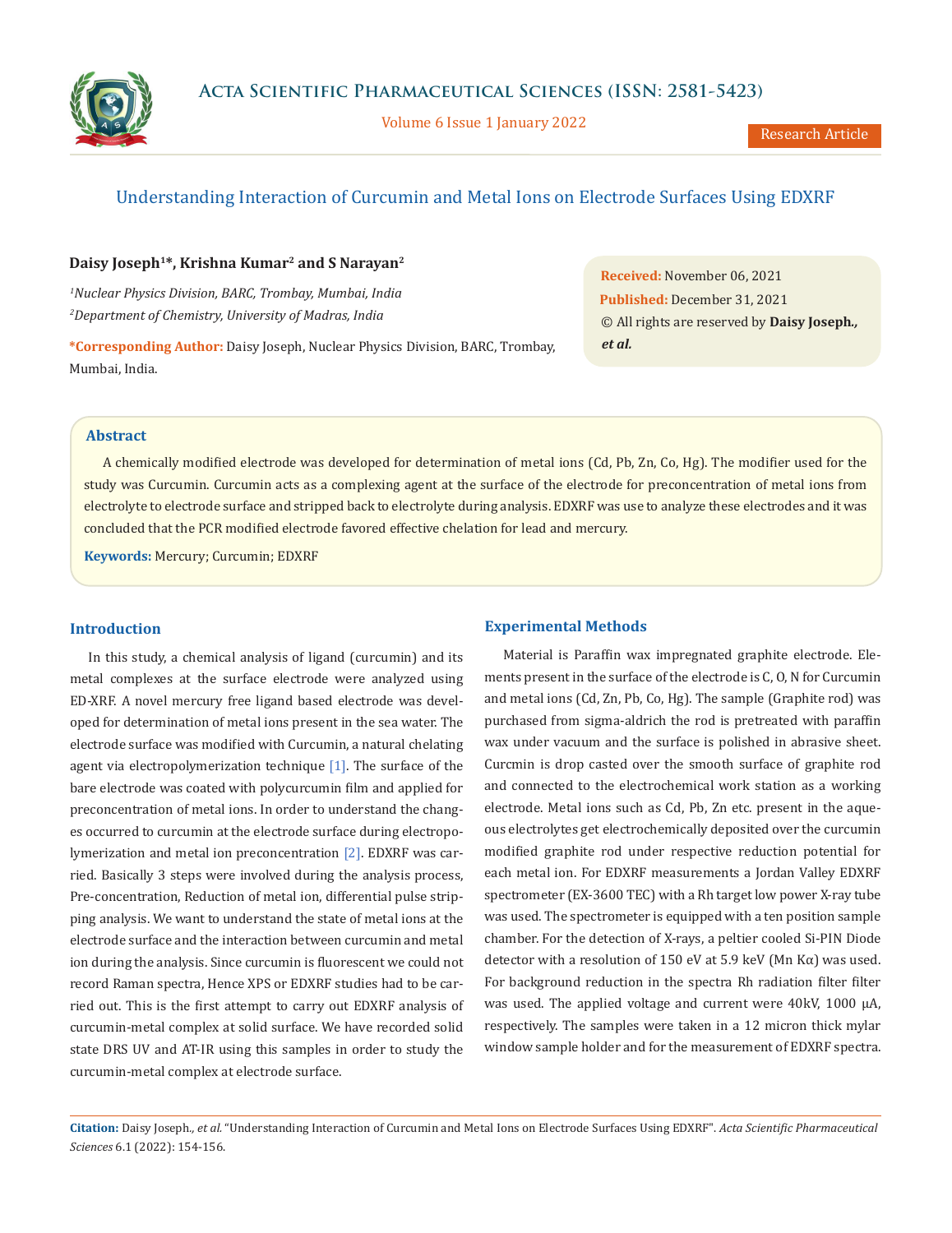# Understanding Interaction of Curcumin and Metal Ions on Electrode Surfaces Using EDXRF

**Daisy Joseph[1]*, Krishna Kumar[2] and S Narayan[2]**

[1]*Nuclear Physics Division, BARC, Trombay, Mumbai, India*
[2]*Department of Chemistry, University of Madras, India*

**\*Corresponding Author:** Daisy Joseph, Nuclear Physics Division, BARC, Trombay, Mumbai, India.

**Received:** November 06, 2021
**Published:** December 31, 2021
© All rights are reserved by **Daisy Joseph., *et al.***

## Abstract

A chemically modified electrode was developed for determination of metal ions (Cd, Pb, Zn, Co, Hg). The modifier used for the study was Curcumin. Curcumin acts as a complexing agent at the surface of the electrode for preconcentration of metal ions from electrolyte to electrode surface and stripped back to electrolyte during analysis. EDXRF was use to analyze these electrodes and it was concluded that the PCR modified electrode favored effective chelation for lead and mercury.

**Keywords:** Mercury; Curcumin; EDXRF

## Introduction

In this study, a chemical analysis of ligand (curcumin) and its metal complexes at the surface electrode were analyzed using ED-XRF. A novel mercury free ligand based electrode was developed for determination of metal ions present in the sea water. The electrode surface was modified with Curcumin, a natural chelating agent via electropolymerization technique [1]. The surface of the bare electrode was coated with polycurcumin film and applied for preconcentration of metal ions. In order to understand the changes occurred to curcumin at the electrode surface during electropolymerization and metal ion preconcentration [2]. EDXRF was carried. Basically 3 steps were involved during the analysis process, Pre-concentration, Reduction of metal ion, differential pulse stripping analysis. We want to understand the state of metal ions at the electrode surface and the interaction between curcumin and metal ion during the analysis. Since curcumin is fluorescent we could not record Raman spectra, Hence XPS or EDXRF studies had to be carried out. This is the first attempt to carry out EDXRF analysis of curcumin-metal complex at solid surface. We have recorded solid state DRS UV and AT-IR using this samples in order to study the curcumin-metal complex at electrode surface.

## Experimental Methods

Material is Paraffin wax impregnated graphite electrode. Elements present in the surface of the electrode is C, O, N for Curcumin and metal ions (Cd, Zn, Pb, Co, Hg). The sample (Graphite rod) was purchased from sigma-aldrich the rod is pretreated with paraffin wax under vacuum and the surface is polished in abrasive sheet. Curcmin is drop casted over the smooth surface of graphite rod and connected to the electrochemical work station as a working electrode. Metal ions such as Cd, Pb, Zn etc. present in the aqueous electrolytes get electrochemically deposited over the curcumin modified graphite rod under respective reduction potential for each metal ion. For EDXRF measurements a Jordan Valley EDXRF spectrometer (EX-3600 TEC) with a Rh target low power X-ray tube was used. The spectrometer is equipped with a ten position sample chamber. For the detection of X-rays, a peltier cooled Si-PIN Diode detector with a resolution of 150 eV at 5.9 keV (Mn Kα) was used. For background reduction in the spectra Rh radiation filter filter was used. The applied voltage and current were 40kV, 1000 μA, respectively. The samples were taken in a 12 micron thick mylar window sample holder and for the measurement of EDXRF spectra.

**Citation:** Daisy Joseph*., et al.* "Understanding Interaction of Curcumin and Metal Ions on Electrode Surfaces Using EDXRF". *Acta Scientific Pharmaceutical Sciences* 6.1 (2022): 154-156.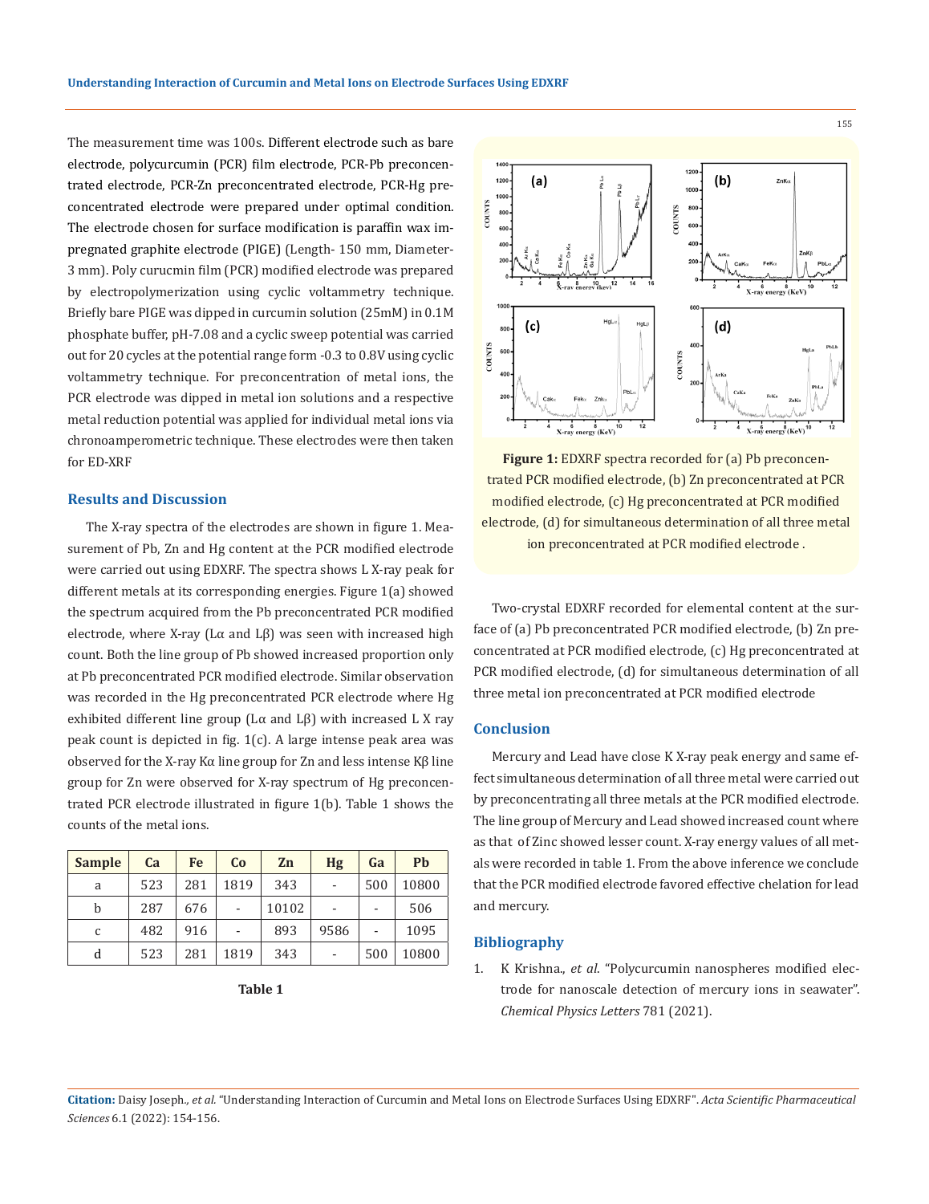The measurement time was 100s. Different electrode such as bare electrode, polycurcumin (PCR) film electrode, PCR-Pb preconcentrated electrode, PCR-Zn preconcentrated electrode, PCR-Hg preconcentrated electrode were prepared under optimal condition. The electrode chosen for surface modification is paraffin wax impregnated graphite electrode (PIGE) (Length- 150 mm, Diameter- 3 mm). Poly curucmin film (PCR) modified electrode was prepared by electropolymerization using cyclic voltammetry technique. Briefly bare PIGE was dipped in curcumin solution (25mM) in 0.1M phosphate buffer, pH-7.08 and a cyclic sweep potential was carried out for 20 cycles at the potential range form -0.3 to 0.8V using cyclic voltammetry technique. For preconcentration of metal ions, the PCR electrode was dipped in metal ion solutions and a respective metal reduction potential was applied for individual metal ions via chronoamperometric technique. These electrodes were then taken for ED-XRF

## Results and Discussion

The X-ray spectra of the electrodes are shown in figure 1. Measurement of Pb, Zn and Hg content at the PCR modified electrode were carried out using EDXRF. The spectra shows L X-ray peak for different metals at its corresponding energies. Figure 1(a) showed the spectrum acquired from the Pb preconcentrated PCR modified electrode, where X-ray (Lα and Lβ) was seen with increased high count. Both the line group of Pb showed increased proportion only at Pb preconcentrated PCR modified electrode. Similar observation was recorded in the Hg preconcentrated PCR electrode where Hg exhibited different line group (Lα and Lβ) with increased L X ray peak count is depicted in fig. 1(c). A large intense peak area was observed for the X-ray Kα line group for Zn and less intense Kβ line group for Zn were observed for X-ray spectrum of Hg preconcentrated PCR electrode illustrated in figure 1(b). Table 1 shows the counts of the metal ions.

| Sample | Ca | Fe | Co | Zn | Hg | Ga | Pb |
|---|---|---|---|---|---|---|---|
| a | 523 | 281 | 1819 | 343 | - | 500 | 10800 |
| b | 287 | 676 | - | 10102 | - | - | 506 |
| c | 482 | 916 | - | 893 | 9586 | - | 1095 |
| d | 523 | 281 | 1819 | 343 | - | 500 | 10800 |

**Table 1**

**Figure 1:** EDXRF spectra recorded for (a) Pb preconcentrated PCR modified electrode, (b) Zn preconcentrated at PCR modified electrode, (c) Hg preconcentrated at PCR modified electrode, (d) for simultaneous determination of all three metal ion preconcentrated at PCR modified electrode .

Two-crystal EDXRF recorded for elemental content at the surface of (a) Pb preconcentrated PCR modified electrode, (b) Zn preconcentrated at PCR modified electrode, (c) Hg preconcentrated at PCR modified electrode, (d) for simultaneous determination of all three metal ion preconcentrated at PCR modified electrode

## Conclusion

Mercury and Lead have close K X-ray peak energy and same effect simultaneous determination of all three metal were carried out by preconcentrating all three metals at the PCR modified electrode. The line group of Mercury and Lead showed increased count where as that of Zinc showed lesser count. X-ray energy values of all metals were recorded in table 1. From the above inference we conclude that the PCR modified electrode favored effective chelation for lead and mercury.

## Bibliography

1. K Krishna., *et al*. "Polycurcumin nanospheres modified electrode for nanoscale detection of mercury ions in seawater". *Chemical Physics Letters* 781 (2021).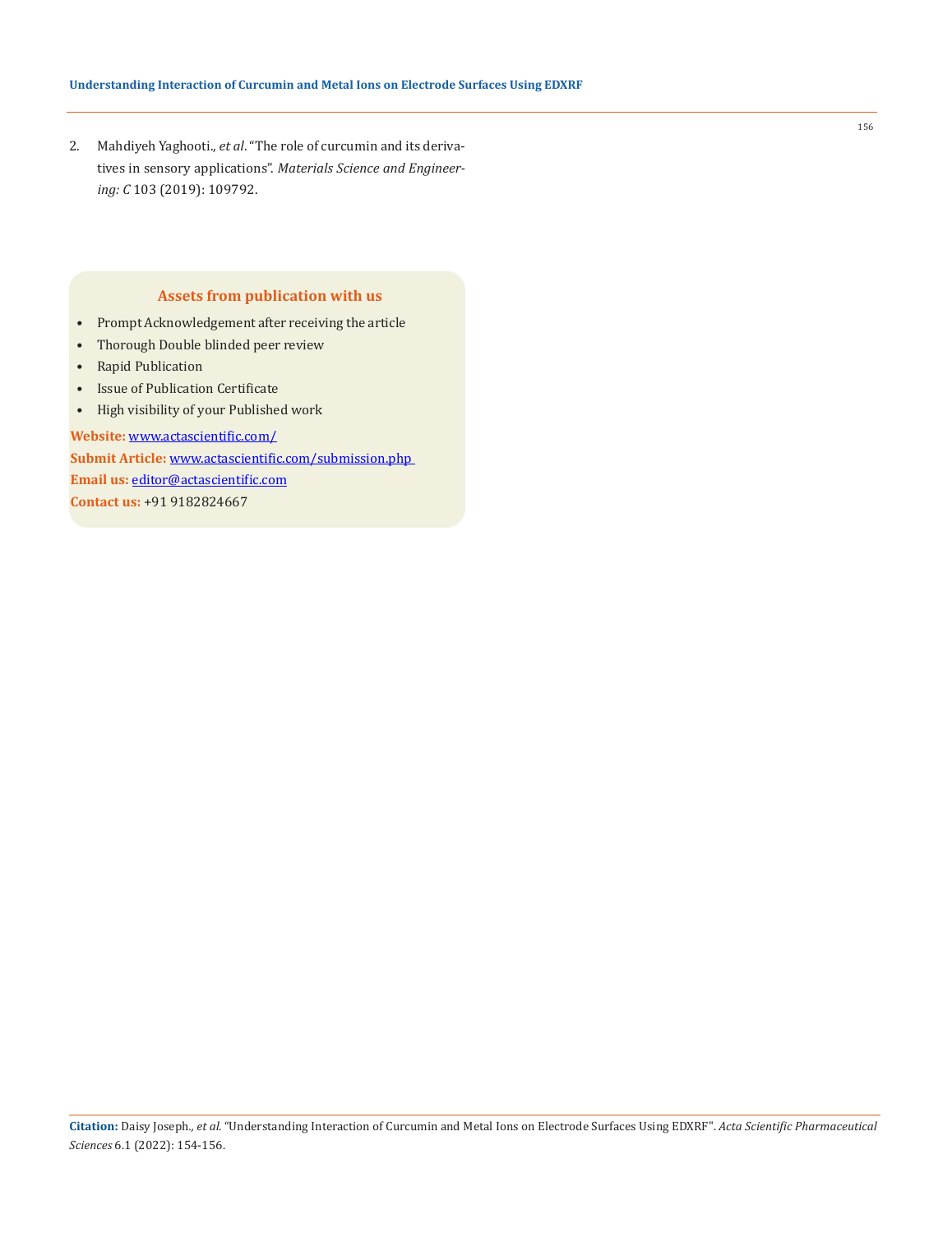2. Mahdiyeh Yaghooti., *et al*. "The role of curcumin and its derivatives in sensory applications". *Materials Science and Engineering: C* 103 (2019): 109792.

### Assets from publication with us

- Prompt Acknowledgement after receiving the article
- Thorough Double blinded peer review
- Rapid Publication
- Issue of Publication Certificate
- High visibility of your Published work

**Website:** www.actascientific.com/
**Submit Article:** www.actascientific.com/submission.php
**Email us:** editor@actascientific.com
**Contact us:** +91 9182824667